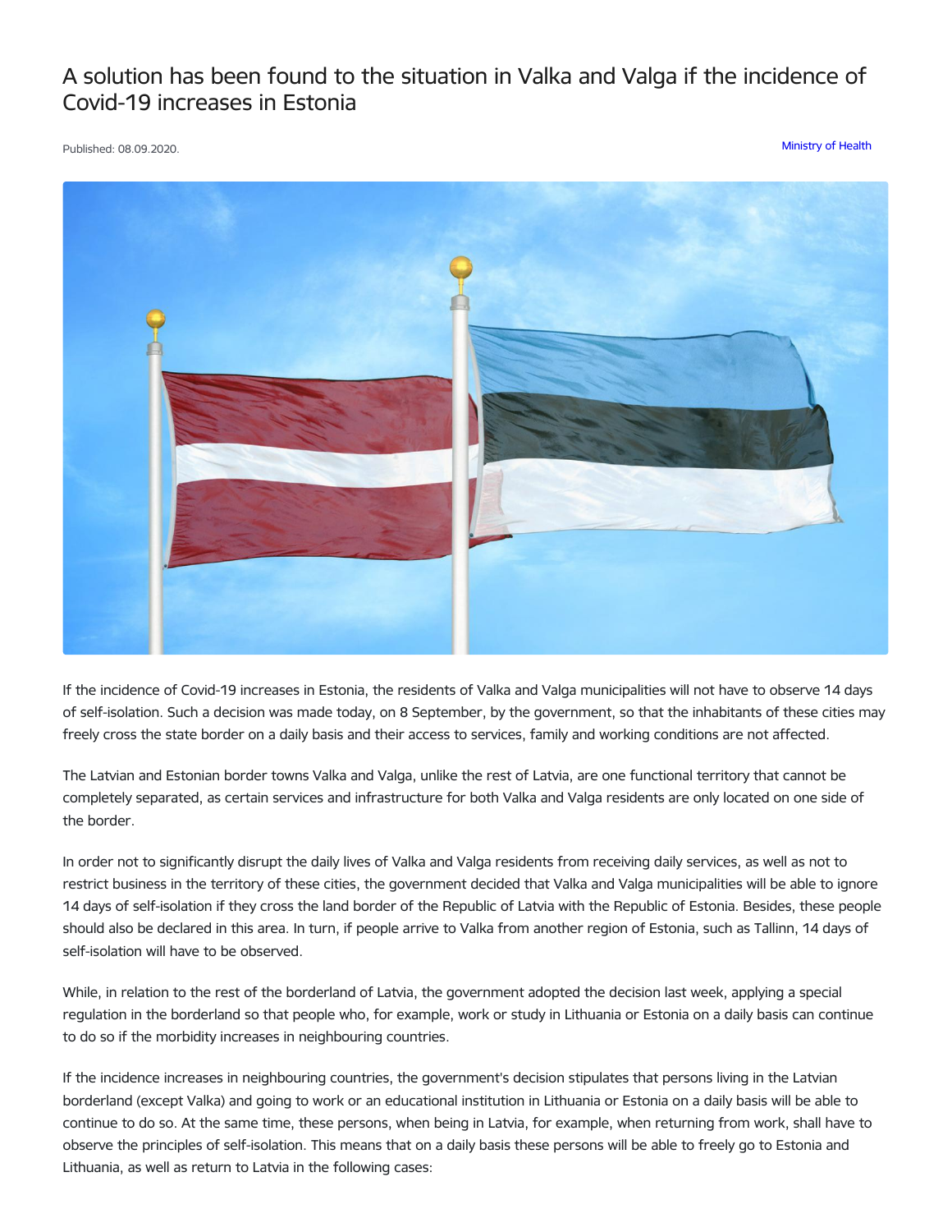# A solution has been found to the situation in Valka and Valga if the incidence of Covid-19 increases in Estonia

Published: 08.09.2020.

Ministry of Health

If the incidence of Covid-19 increases in Estonia, the residents of Valka and Valga municipalities will not have to observe 14 days of self-isolation. Such a decision was made today, on 8 September, by the government, so that the inhabitants of these cities may freely cross the state border on a daily basis and their access to services, family and working conditions are not affected.

The Latvian and Estonian border towns Valka and Valga, unlike the rest of Latvia, are one functional territory that cannot be completely separated, as certain services and infrastructure for both Valka and Valga residents are only located on one side of the border.

In order not to significantly disrupt the daily lives of Valka and Valga residents from receiving daily services, as well as not to restrict business in the territory of these cities, the government decided that Valka and Valga municipalities will be able to ignore 14 days of self-isolation if they cross the land border of the Republic of Latvia with the Republic of Estonia. Besides, these people should also be declared in this area. In turn, if people arrive to Valka from another region of Estonia, such as Tallinn, 14 days of self-isolation will have to be observed.

While, in relation to the rest of the borderland of Latvia, the government adopted the decision last week, applying a special regulation in the borderland so that people who, for example, work or study in Lithuania or Estonia on a daily basis can continue to do so if the morbidity increases in neighbouring countries.

If the incidence increases in neighbouring countries, the government's decision stipulates that persons living in the Latvian borderland (except Valka) and going to work or an educational institution in Lithuania or Estonia on a daily basis will be able to continue to do so. At the same time, these persons, when being in Latvia, for example, when returning from work, shall have to observe the principles of self-isolation. This means that on a daily basis these persons will be able to freely go to Estonia and Lithuania, as well as return to Latvia in the following cases: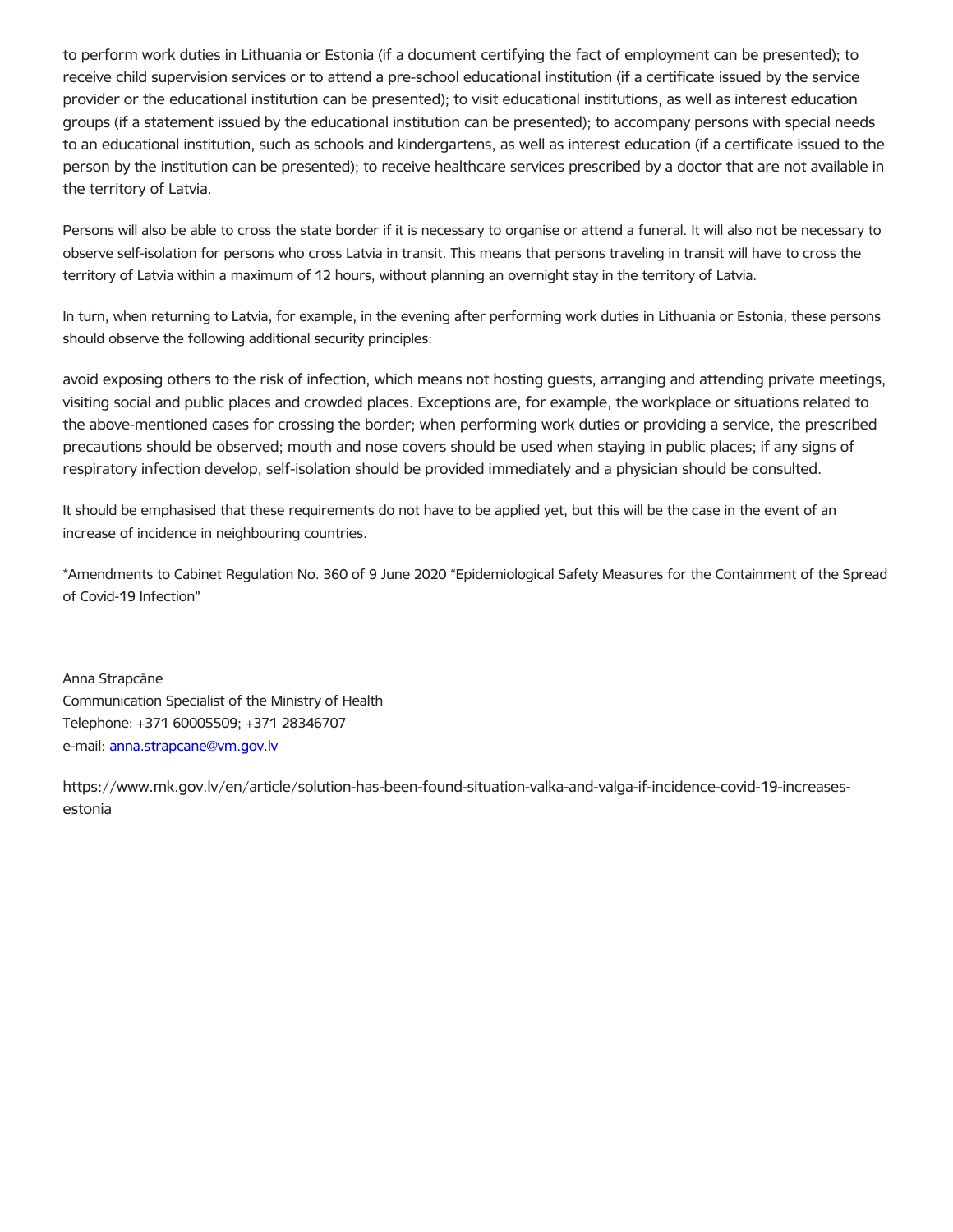to perform work duties in Lithuania or Estonia (if a document certifying the fact of employment can be presented); to receive child supervision services or to attend a pre-school educational institution (if a certificate issued by the service provider or the educational institution can be presented); to visit educational institutions, as well as interest education groups (if a statement issued by the educational institution can be presented); to accompany persons with special needs to an educational institution, such as schools and kindergartens, as well as interest education (if a certificate issued to the person by the institution can be presented); to receive healthcare services prescribed by a doctor that are not available in the territory of Latvia.

Persons will also be able to cross the state border if it is necessary to organise or attend a funeral. It will also not be necessary to observe self-isolation for persons who cross Latvia in transit. This means that persons traveling in transit will have to cross the territory of Latvia within a maximum of 12 hours, without planning an overnight stay in the territory of Latvia.

In turn, when returning to Latvia, for example, in the evening after performing work duties in Lithuania or Estonia, these persons should observe the following additional security principles:

avoid exposing others to the risk of infection, which means not hosting guests, arranging and attending private meetings, visiting social and public places and crowded places. Exceptions are, for example, the workplace or situations related to the above-mentioned cases for crossing the border; when performing work duties or providing a service, the prescribed precautions should be observed; mouth and nose covers should be used when staying in public places; if any signs of respiratory infection develop, self-isolation should be provided immediately and a physician should be consulted.

It should be emphasised that these requirements do not have to be applied yet, but this will be the case in the event of an increase of incidence in neighbouring countries.

*Amendments to Cabinet Regulation No. 360 of 9 June 2020 "Epidemiological Safety Measures for the Containment of the Spread of Covid-19 Infection"

Anna Strapcāne
Communication Specialist of the Ministry of Health
Telephone: +371 60005509; +371 28346707
e-mail: anna.strapcane@vm.gov.lv

https://www.mk.gov.lv/en/article/solution-has-been-found-situation-valka-and-valga-if-incidence-covid-19-increases-estonia